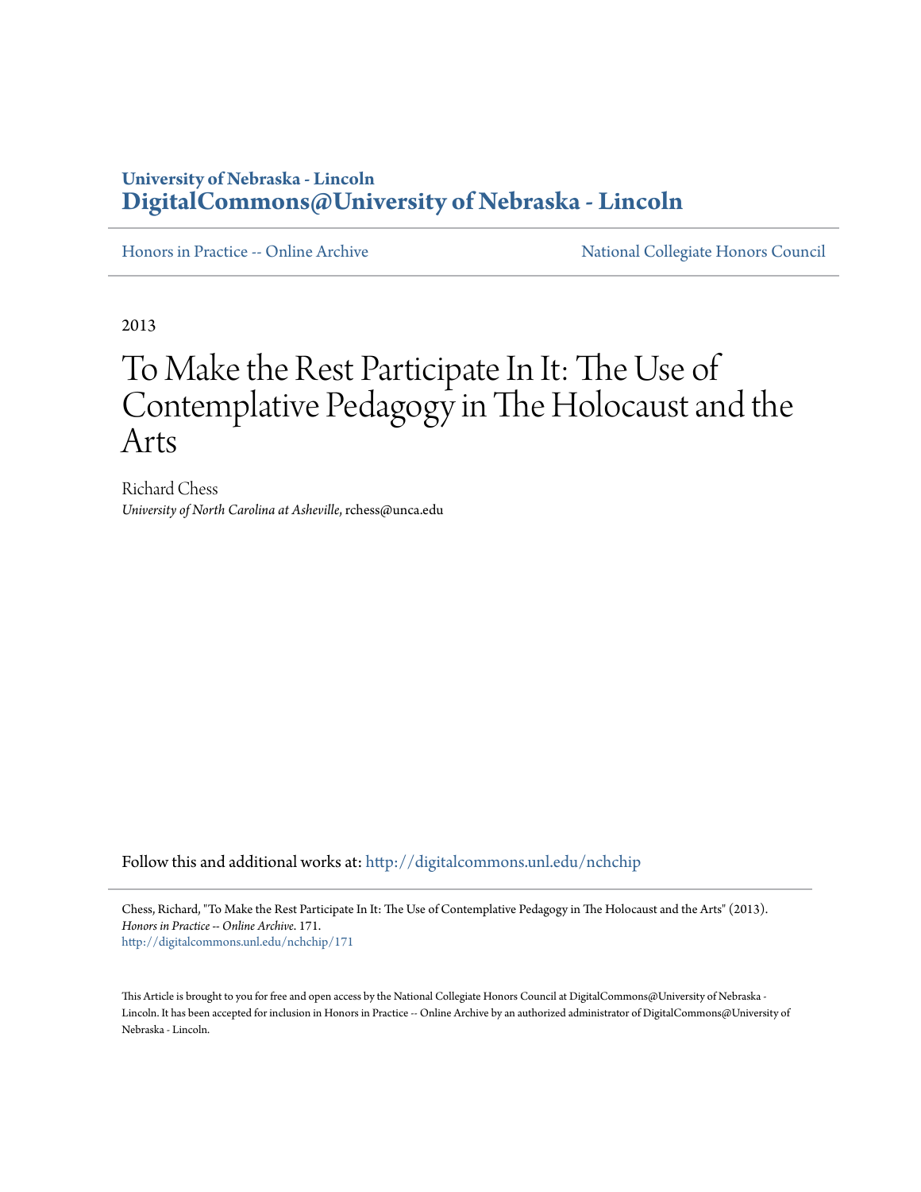University of Nebraska - Lincoln
**DigitalCommons@University of Nebraska - Lincoln**

Honors in Practice -- Online Archive | National Collegiate Honors Council

2013

# To Make the Rest Participate In It: The Use of Contemplative Pedagogy in The Holocaust and the Arts

Richard Chess
*University of North Carolina at Asheville*, rchess@unca.edu

Follow this and additional works at: http://digitalcommons.unl.edu/nchchip

Chess, Richard, "To Make the Rest Participate In It: The Use of Contemplative Pedagogy in The Holocaust and the Arts" (2013). *Honors in Practice -- Online Archive*. 171.
http://digitalcommons.unl.edu/nchchip/171

This Article is brought to you for free and open access by the National Collegiate Honors Council at DigitalCommons@University of Nebraska - Lincoln. It has been accepted for inclusion in Honors in Practice -- Online Archive by an authorized administrator of DigitalCommons@University of Nebraska - Lincoln.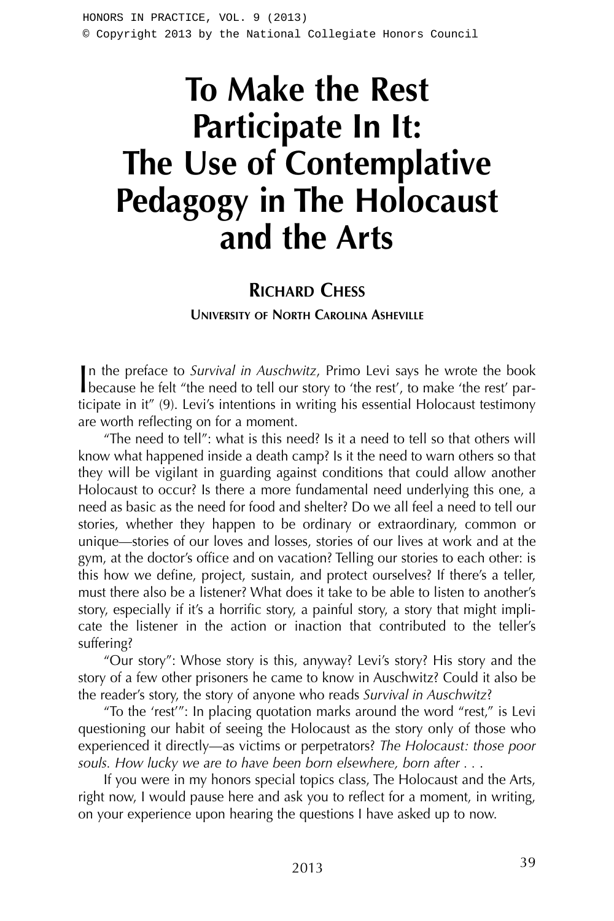# To Make the Rest Participate In It: The Use of Contemplative Pedagogy in The Holocaust and the Arts

**Richard Chess**

**University of North Carolina Asheville**

In the preface to *Survival in Auschwitz*, Primo Levi says he wrote the book because he felt "the need to tell our story to 'the rest', to make 'the rest' participate in it" (9). Levi's intentions in writing his essential Holocaust testimony are worth reflecting on for a moment.

"The need to tell": what is this need? Is it a need to tell so that others will know what happened inside a death camp? Is it the need to warn others so that they will be vigilant in guarding against conditions that could allow another Holocaust to occur? Is there a more fundamental need underlying this one, a need as basic as the need for food and shelter? Do we all feel a need to tell our stories, whether they happen to be ordinary or extraordinary, common or unique—stories of our loves and losses, stories of our lives at work and at the gym, at the doctor's office and on vacation? Telling our stories to each other: is this how we define, project, sustain, and protect ourselves? If there's a teller, must there also be a listener? What does it take to be able to listen to another's story, especially if it's a horrific story, a painful story, a story that might implicate the listener in the action or inaction that contributed to the teller's suffering?

"Our story": Whose story is this, anyway? Levi's story? His story and the story of a few other prisoners he came to know in Auschwitz? Could it also be the reader's story, the story of anyone who reads *Survival in Auschwitz*?

"To the 'rest'": In placing quotation marks around the word "rest," is Levi questioning our habit of seeing the Holocaust as the story only of those who experienced it directly—as victims or perpetrators? *The Holocaust: those poor souls. How lucky we are to have been born elsewhere, born after . . .*

If you were in my honors special topics class, The Holocaust and the Arts, right now, I would pause here and ask you to reflect for a moment, in writing, on your experience upon hearing the questions I have asked up to now.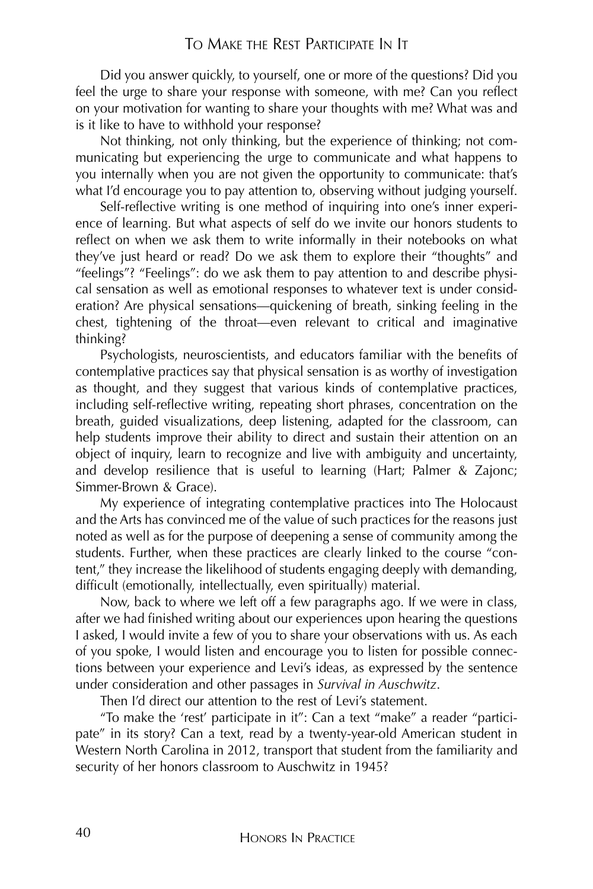Did you answer quickly, to yourself, one or more of the questions? Did you feel the urge to share your response with someone, with me? Can you reflect on your motivation for wanting to share your thoughts with me? What was and is it like to have to withhold your response?

Not thinking, not only thinking, but the experience of thinking; not communicating but experiencing the urge to communicate and what happens to you internally when you are not given the opportunity to communicate: that's what I'd encourage you to pay attention to, observing without judging yourself.

Self-reflective writing is one method of inquiring into one's inner experience of learning. But what aspects of self do we invite our honors students to reflect on when we ask them to write informally in their notebooks on what they've just heard or read? Do we ask them to explore their "thoughts" and "feelings"? "Feelings": do we ask them to pay attention to and describe physical sensation as well as emotional responses to whatever text is under consideration? Are physical sensations—quickening of breath, sinking feeling in the chest, tightening of the throat—even relevant to critical and imaginative thinking?

Psychologists, neuroscientists, and educators familiar with the benefits of contemplative practices say that physical sensation is as worthy of investigation as thought, and they suggest that various kinds of contemplative practices, including self-reflective writing, repeating short phrases, concentration on the breath, guided visualizations, deep listening, adapted for the classroom, can help students improve their ability to direct and sustain their attention on an object of inquiry, learn to recognize and live with ambiguity and uncertainty, and develop resilience that is useful to learning (Hart; Palmer & Zajonc; Simmer-Brown & Grace).

My experience of integrating contemplative practices into The Holocaust and the Arts has convinced me of the value of such practices for the reasons just noted as well as for the purpose of deepening a sense of community among the students. Further, when these practices are clearly linked to the course "content," they increase the likelihood of students engaging deeply with demanding, difficult (emotionally, intellectually, even spiritually) material.

Now, back to where we left off a few paragraphs ago. If we were in class, after we had finished writing about our experiences upon hearing the questions I asked, I would invite a few of you to share your observations with us. As each of you spoke, I would listen and encourage you to listen for possible connections between your experience and Levi's ideas, as expressed by the sentence under consideration and other passages in *Survival in Auschwitz*.

Then I'd direct our attention to the rest of Levi's statement.

"To make the 'rest' participate in it": Can a text "make" a reader "participate" in its story? Can a text, read by a twenty-year-old American student in Western North Carolina in 2012, transport that student from the familiarity and security of her honors classroom to Auschwitz in 1945?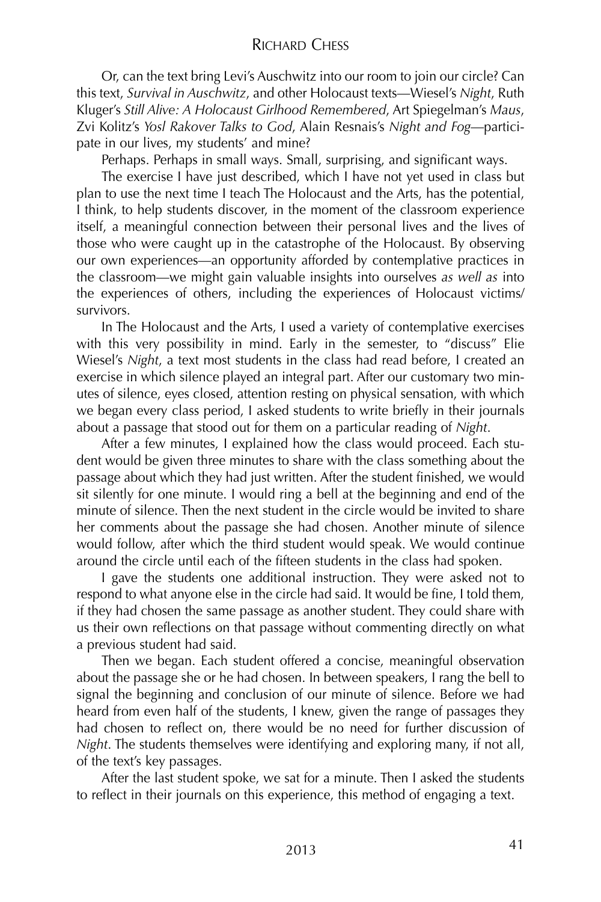Or, can the text bring Levi's Auschwitz into our room to join our circle? Can this text, *Survival in Auschwitz*, and other Holocaust texts—Wiesel's *Night*, Ruth Kluger's *Still Alive: A Holocaust Girlhood Remembered*, Art Spiegelman's *Maus*, Zvi Kolitz's *Yosl Rakover Talks to God*, Alain Resnais's *Night and Fog*—participate in our lives, my students' and mine?

Perhaps. Perhaps in small ways. Small, surprising, and significant ways.

The exercise I have just described, which I have not yet used in class but plan to use the next time I teach The Holocaust and the Arts, has the potential, I think, to help students discover, in the moment of the classroom experience itself, a meaningful connection between their personal lives and the lives of those who were caught up in the catastrophe of the Holocaust. By observing our own experiences—an opportunity afforded by contemplative practices in the classroom—we might gain valuable insights into ourselves *as well as* into the experiences of others, including the experiences of Holocaust victims/survivors.

In The Holocaust and the Arts, I used a variety of contemplative exercises with this very possibility in mind. Early in the semester, to "discuss" Elie Wiesel's *Night*, a text most students in the class had read before, I created an exercise in which silence played an integral part. After our customary two minutes of silence, eyes closed, attention resting on physical sensation, with which we began every class period, I asked students to write briefly in their journals about a passage that stood out for them on a particular reading of *Night*.

After a few minutes, I explained how the class would proceed. Each student would be given three minutes to share with the class something about the passage about which they had just written. After the student finished, we would sit silently for one minute. I would ring a bell at the beginning and end of the minute of silence. Then the next student in the circle would be invited to share her comments about the passage she had chosen. Another minute of silence would follow, after which the third student would speak. We would continue around the circle until each of the fifteen students in the class had spoken.

I gave the students one additional instruction. They were asked not to respond to what anyone else in the circle had said. It would be fine, I told them, if they had chosen the same passage as another student. They could share with us their own reflections on that passage without commenting directly on what a previous student had said.

Then we began. Each student offered a concise, meaningful observation about the passage she or he had chosen. In between speakers, I rang the bell to signal the beginning and conclusion of our minute of silence. Before we had heard from even half of the students, I knew, given the range of passages they had chosen to reflect on, there would be no need for further discussion of *Night*. The students themselves were identifying and exploring many, if not all, of the text's key passages.

After the last student spoke, we sat for a minute. Then I asked the students to reflect in their journals on this experience, this method of engaging a text.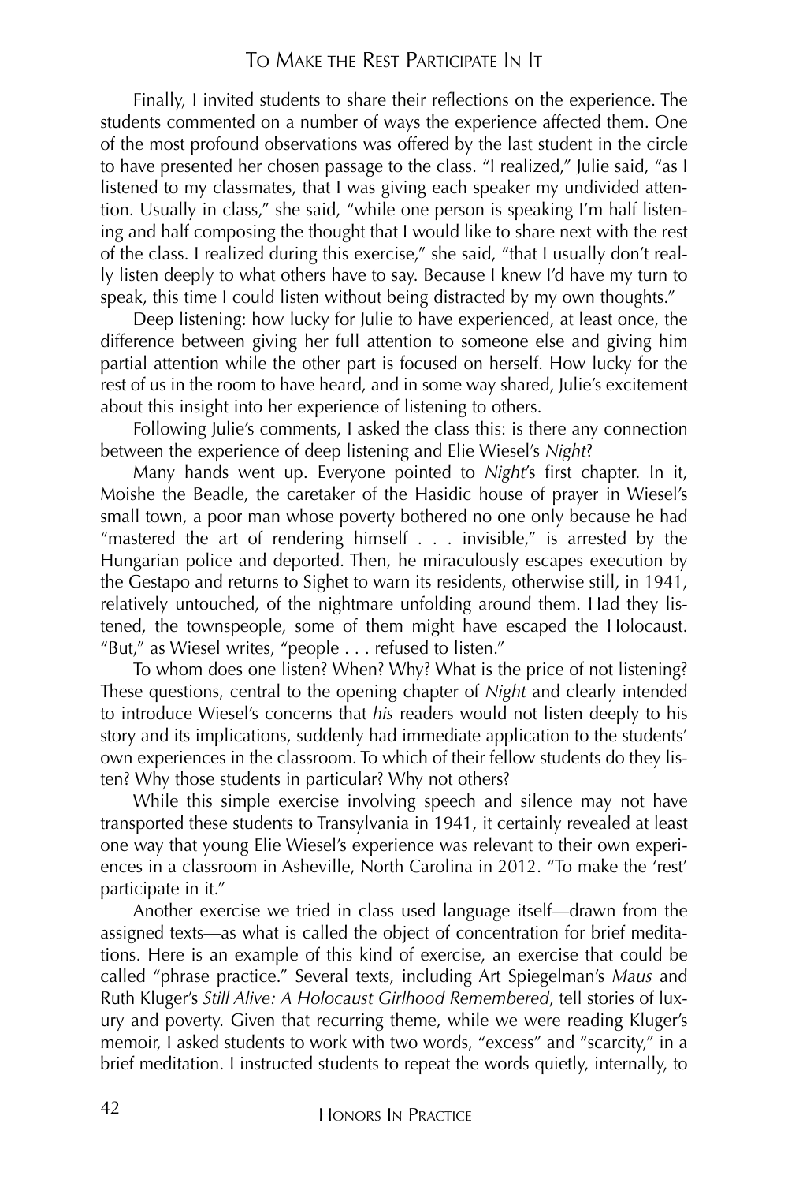Finally, I invited students to share their reflections on the experience. The students commented on a number of ways the experience affected them. One of the most profound observations was offered by the last student in the circle to have presented her chosen passage to the class. "I realized," Julie said, "as I listened to my classmates, that I was giving each speaker my undivided attention. Usually in class," she said, "while one person is speaking I'm half listening and half composing the thought that I would like to share next with the rest of the class. I realized during this exercise," she said, "that I usually don't really listen deeply to what others have to say. Because I knew I'd have my turn to speak, this time I could listen without being distracted by my own thoughts."

Deep listening: how lucky for Julie to have experienced, at least once, the difference between giving her full attention to someone else and giving him partial attention while the other part is focused on herself. How lucky for the rest of us in the room to have heard, and in some way shared, Julie's excitement about this insight into her experience of listening to others.

Following Julie's comments, I asked the class this: is there any connection between the experience of deep listening and Elie Wiesel's *Night*?

Many hands went up. Everyone pointed to *Night*'s first chapter. In it, Moishe the Beadle, the caretaker of the Hasidic house of prayer in Wiesel's small town, a poor man whose poverty bothered no one only because he had "mastered the art of rendering himself . . . invisible," is arrested by the Hungarian police and deported. Then, he miraculously escapes execution by the Gestapo and returns to Sighet to warn its residents, otherwise still, in 1941, relatively untouched, of the nightmare unfolding around them. Had they listened, the townspeople, some of them might have escaped the Holocaust. "But," as Wiesel writes, "people . . . refused to listen."

To whom does one listen? When? Why? What is the price of not listening? These questions, central to the opening chapter of *Night* and clearly intended to introduce Wiesel's concerns that *his* readers would not listen deeply to his story and its implications, suddenly had immediate application to the students' own experiences in the classroom. To which of their fellow students do they listen? Why those students in particular? Why not others?

While this simple exercise involving speech and silence may not have transported these students to Transylvania in 1941, it certainly revealed at least one way that young Elie Wiesel's experience was relevant to their own experiences in a classroom in Asheville, North Carolina in 2012. "To make the 'rest' participate in it."

Another exercise we tried in class used language itself—drawn from the assigned texts—as what is called the object of concentration for brief meditations. Here is an example of this kind of exercise, an exercise that could be called "phrase practice." Several texts, including Art Spiegelman's *Maus* and Ruth Kluger's *Still Alive: A Holocaust Girlhood Remembered*, tell stories of luxury and poverty. Given that recurring theme, while we were reading Kluger's memoir, I asked students to work with two words, "excess" and "scarcity," in a brief meditation. I instructed students to repeat the words quietly, internally, to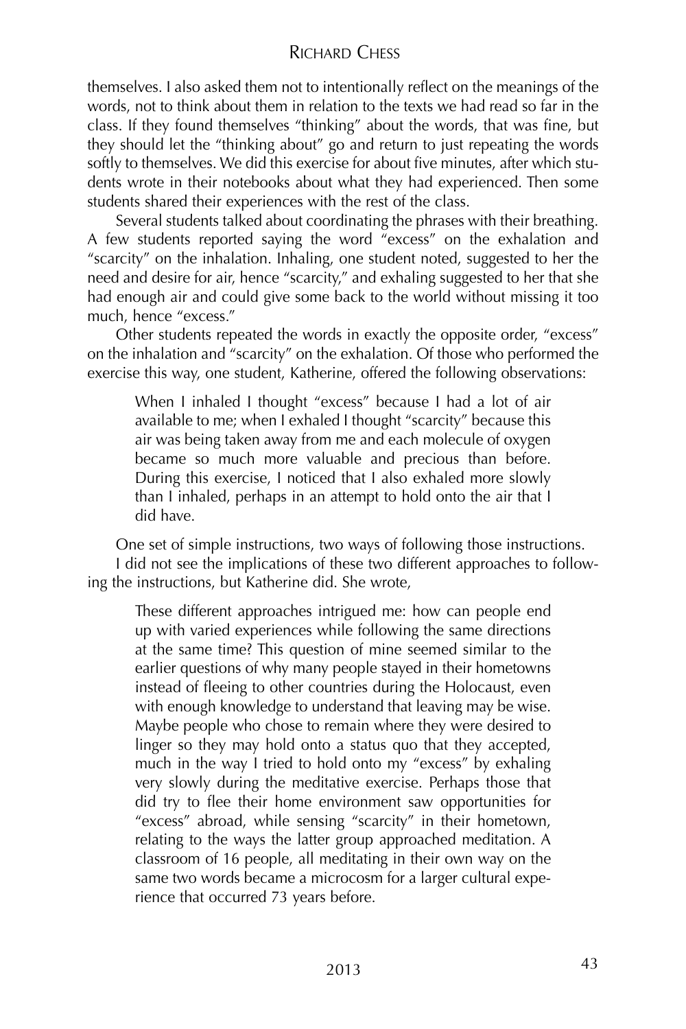themselves. I also asked them not to intentionally reflect on the meanings of the words, not to think about them in relation to the texts we had read so far in the class. If they found themselves "thinking" about the words, that was fine, but they should let the "thinking about" go and return to just repeating the words softly to themselves. We did this exercise for about five minutes, after which students wrote in their notebooks about what they had experienced. Then some students shared their experiences with the rest of the class.

Several students talked about coordinating the phrases with their breathing. A few students reported saying the word "excess" on the exhalation and "scarcity" on the inhalation. Inhaling, one student noted, suggested to her the need and desire for air, hence "scarcity," and exhaling suggested to her that she had enough air and could give some back to the world without missing it too much, hence "excess."

Other students repeated the words in exactly the opposite order, "excess" on the inhalation and "scarcity" on the exhalation. Of those who performed the exercise this way, one student, Katherine, offered the following observations:

> When I inhaled I thought "excess" because I had a lot of air available to me; when I exhaled I thought "scarcity" because this air was being taken away from me and each molecule of oxygen became so much more valuable and precious than before. During this exercise, I noticed that I also exhaled more slowly than I inhaled, perhaps in an attempt to hold onto the air that I did have.

One set of simple instructions, two ways of following those instructions.

I did not see the implications of these two different approaches to following the instructions, but Katherine did. She wrote,

> These different approaches intrigued me: how can people end up with varied experiences while following the same directions at the same time? This question of mine seemed similar to the earlier questions of why many people stayed in their hometowns instead of fleeing to other countries during the Holocaust, even with enough knowledge to understand that leaving may be wise. Maybe people who chose to remain where they were desired to linger so they may hold onto a status quo that they accepted, much in the way I tried to hold onto my "excess" by exhaling very slowly during the meditative exercise. Perhaps those that did try to flee their home environment saw opportunities for "excess" abroad, while sensing "scarcity" in their hometown, relating to the ways the latter group approached meditation. A classroom of 16 people, all meditating in their own way on the same two words became a microcosm for a larger cultural experience that occurred 73 years before.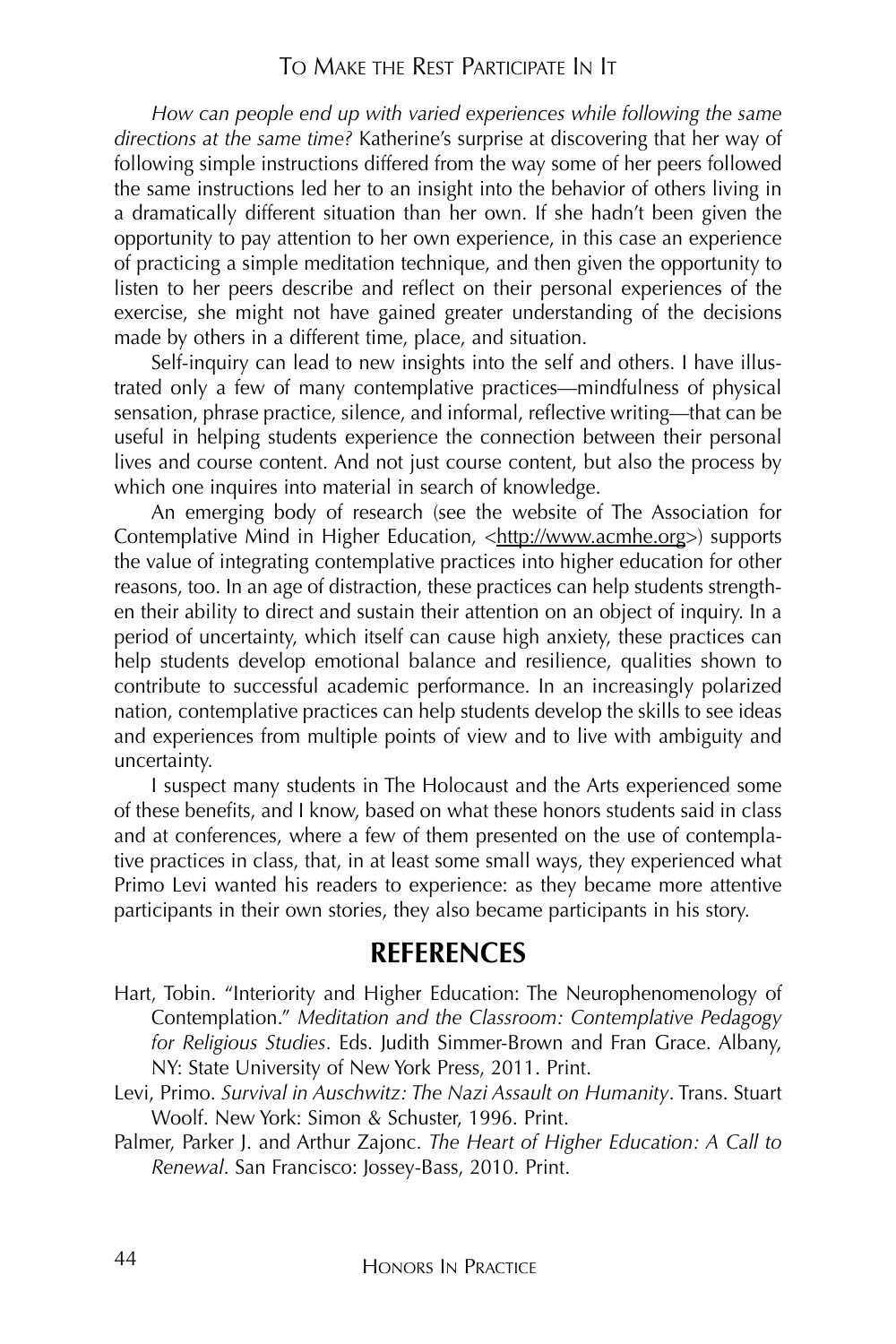*How can people end up with varied experiences while following the same directions at the same time?* Katherine's surprise at discovering that her way of following simple instructions differed from the way some of her peers followed the same instructions led her to an insight into the behavior of others living in a dramatically different situation than her own. If she hadn't been given the opportunity to pay attention to her own experience, in this case an experience of practicing a simple meditation technique, and then given the opportunity to listen to her peers describe and reflect on their personal experiences of the exercise, she might not have gained greater understanding of the decisions made by others in a different time, place, and situation.

Self-inquiry can lead to new insights into the self and others. I have illustrated only a few of many contemplative practices—mindfulness of physical sensation, phrase practice, silence, and informal, reflective writing—that can be useful in helping students experience the connection between their personal lives and course content. And not just course content, but also the process by which one inquires into material in search of knowledge.

An emerging body of research (see the website of The Association for Contemplative Mind in Higher Education, <http://www.acmhe.org>) supports the value of integrating contemplative practices into higher education for other reasons, too. In an age of distraction, these practices can help students strengthen their ability to direct and sustain their attention on an object of inquiry. In a period of uncertainty, which itself can cause high anxiety, these practices can help students develop emotional balance and resilience, qualities shown to contribute to successful academic performance. In an increasingly polarized nation, contemplative practices can help students develop the skills to see ideas and experiences from multiple points of view and to live with ambiguity and uncertainty.

I suspect many students in The Holocaust and the Arts experienced some of these benefits, and I know, based on what these honors students said in class and at conferences, where a few of them presented on the use of contemplative practices in class, that, in at least some small ways, they experienced what Primo Levi wanted his readers to experience: as they became more attentive participants in their own stories, they also became participants in his story.

## REFERENCES

Hart, Tobin. "Interiority and Higher Education: The Neurophenomenology of Contemplation." *Meditation and the Classroom: Contemplative Pedagogy for Religious Studies*. Eds. Judith Simmer-Brown and Fran Grace. Albany, NY: State University of New York Press, 2011. Print.

Levi, Primo. *Survival in Auschwitz: The Nazi Assault on Humanity*. Trans. Stuart Woolf. New York: Simon & Schuster, 1996. Print.

Palmer, Parker J. and Arthur Zajonc. *The Heart of Higher Education: A Call to Renewal*. San Francisco: Jossey-Bass, 2010. Print.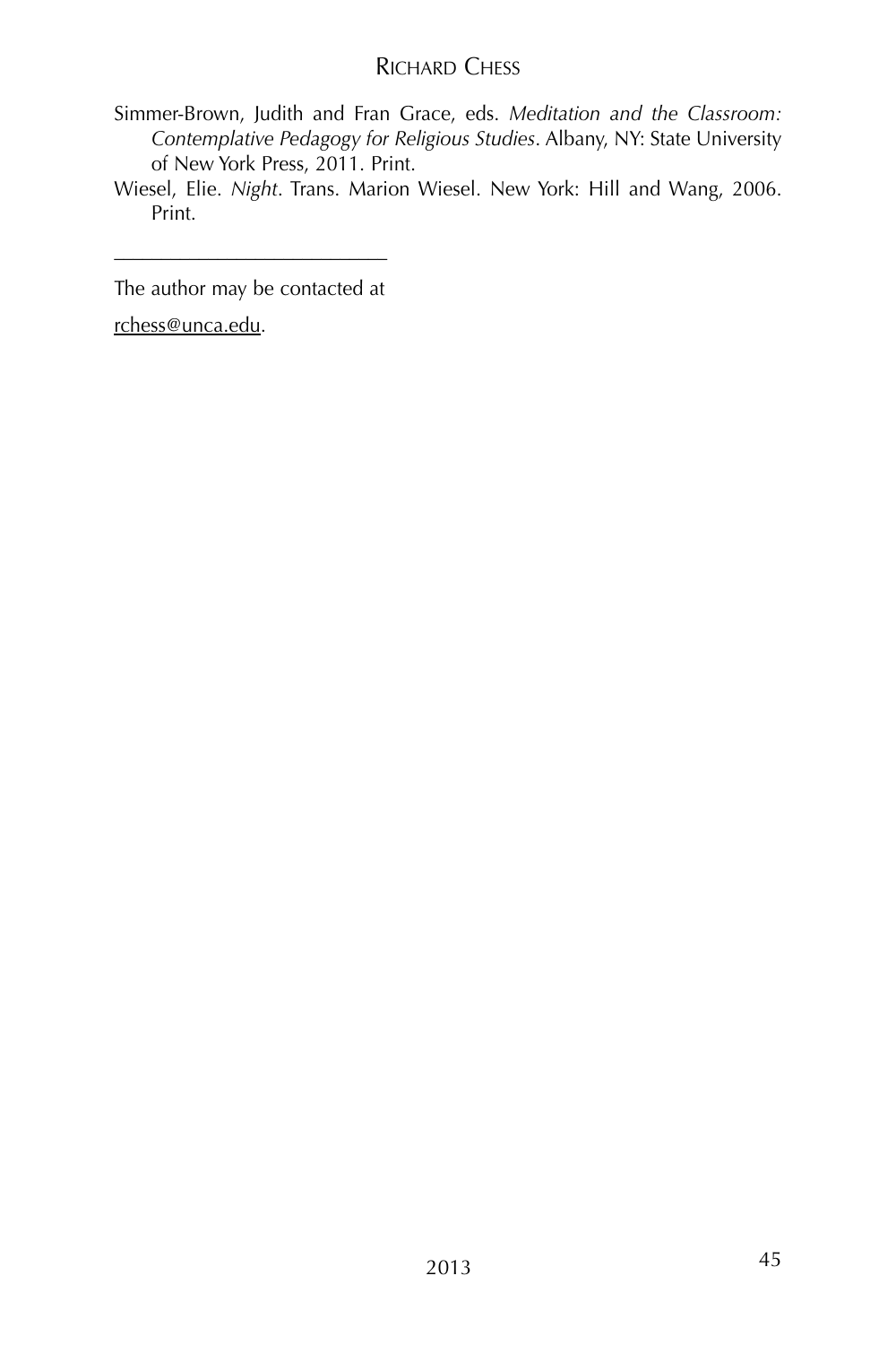Simmer-Brown, Judith and Fran Grace, eds. *Meditation and the Classroom: Contemplative Pedagogy for Religious Studies*. Albany, NY: State University of New York Press, 2011. Print.

Wiesel, Elie. *Night*. Trans. Marion Wiesel. New York: Hill and Wang, 2006. Print.

---

The author may be contacted at

rchess@unca.edu.